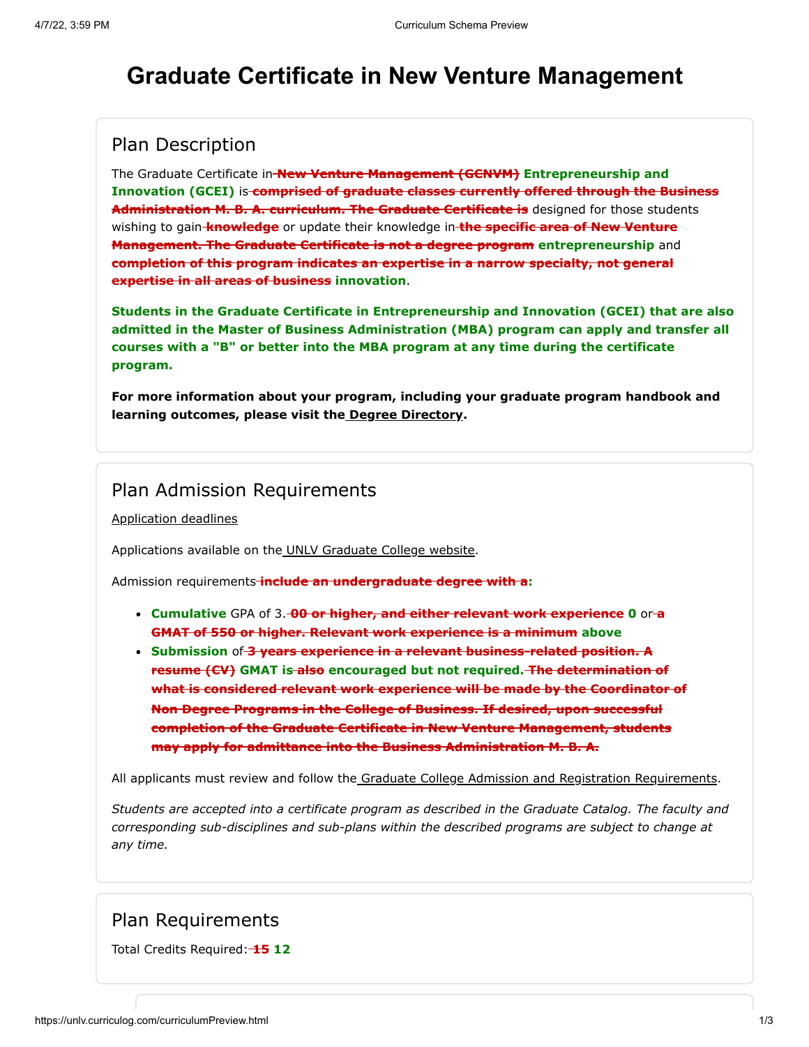# Graduate Certificate in New Venture Management

## Plan Description

The Graduate Certificate in ~~New Venture Management (GCNVM)~~ **Entrepreneurship and Innovation (GCEI)** is ~~comprised of graduate classes currently offered through the Business Administration M. B. A. curriculum. The Graduate Certificate is~~ designed for those students wishing to gain ~~knowledge~~ or update their knowledge in ~~the specific area of New Venture Management. The Graduate Certificate is not a degree program~~ **entrepreneurship** and ~~completion of this program indicates an expertise in a narrow specialty, not general expertise in all areas of business~~ **innovation**.

**Students in the Graduate Certificate in Entrepreneurship and Innovation (GCEI) that are also admitted in the Master of Business Administration (MBA) program can apply and transfer all courses with a "B" or better into the MBA program at any time during the certificate program.**

**For more information about your program, including your graduate program handbook and learning outcomes, please visit the Degree Directory.**

## Plan Admission Requirements

Application deadlines

Applications available on the UNLV Graduate College website.

Admission requirements ~~include an undergraduate degree with a~~**:**

- **Cumulative** GPA of 3. ~~00 or higher, and either relevant work experience~~ **0** or ~~a GMAT of 550 or higher. Relevant work experience is a minimum~~ **above**
- **Submission** of ~~3 years experience in a relevant business-related position. A resume (CV)~~ **GMAT is** ~~also~~ **encouraged but not required.** ~~The determination of what is considered relevant work experience will be made by the Coordinator of Non-Degree Programs in the College of Business. If desired, upon successful completion of the Graduate Certificate in New Venture Management, students may apply for admittance into the Business Administration M. B. A.~~

All applicants must review and follow the Graduate College Admission and Registration Requirements.

*Students are accepted into a certificate program as described in the Graduate Catalog. The faculty and corresponding sub-disciplines and sub-plans within the described programs are subject to change at any time.*

## Plan Requirements

Total Credits Required: ~~15~~ **12**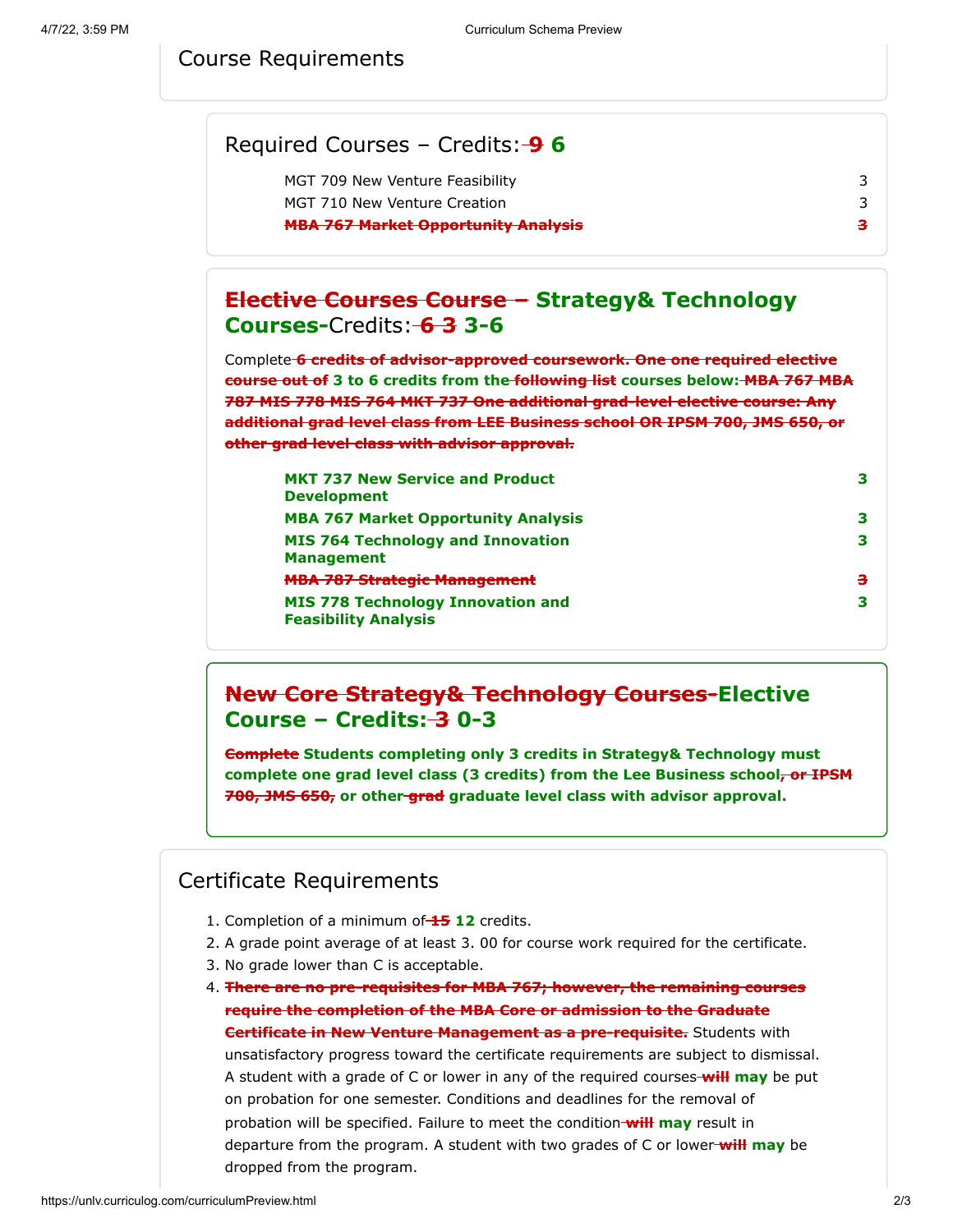## Course Requirements

### Required Courses – Credits: ~~9~~ **6**

| | |
|---|---|
| MGT 709 New Venture Feasibility | 3 |
| MGT 710 New Venture Creation | 3 |
| ~~MBA 767 Market Opportunity Analysis~~ | ~~3~~ |

### ~~Elective Courses Course –~~ **Strategy& Technology Courses-**Credits: ~~6~~ ~~3~~ **3-6**

Complete ~~6 credits of advisor-approved coursework. One one required elective course out of~~ 3 to 6 credits from the ~~following list~~ courses below: ~~MBA 767 MBA 787 MIS 778 MIS 764 MKT 737 One additional grad-level elective course: Any additional grad level class from LEE Business school OR IPSM 700, JMS 650, or other grad level class with advisor approval.~~

| | |
|---|---|
| **MKT 737 New Service and Product Development** | **3** |
| **MBA 767 Market Opportunity Analysis** | **3** |
| **MIS 764 Technology and Innovation Management** | **3** |
| ~~MBA 787 Strategic Management~~ | ~~3~~ |
| **MIS 778 Technology Innovation and Feasibility Analysis** | **3** |

### ~~New Core Strategy& Technology Courses-~~**Elective Course – Credits:** ~~3~~ **0-3**

~~Complete~~ **Students completing only 3 credits in Strategy& Technology must complete one grad level class (3 credits) from the Lee Business school**~~, or IPSM 700, JMS 650,~~ **or other** ~~grad~~ **graduate level class with advisor approval.**

## Certificate Requirements

1. Completion of a minimum of ~~15~~ **12** credits.
2. A grade point average of at least 3. 00 for course work required for the certificate.
3. No grade lower than C is acceptable.
4. ~~There are no pre-requisites for MBA 767; however, the remaining courses require the completion of the MBA Core or admission to the Graduate Certificate in New Venture Management as a pre-requisite.~~ Students with unsatisfactory progress toward the certificate requirements are subject to dismissal. A student with a grade of C or lower in any of the required courses ~~will~~ **may** be put on probation for one semester. Conditions and deadlines for the removal of probation will be specified. Failure to meet the condition ~~will~~ **may** result in departure from the program. A student with two grades of C or lower ~~will~~ **may** be dropped from the program.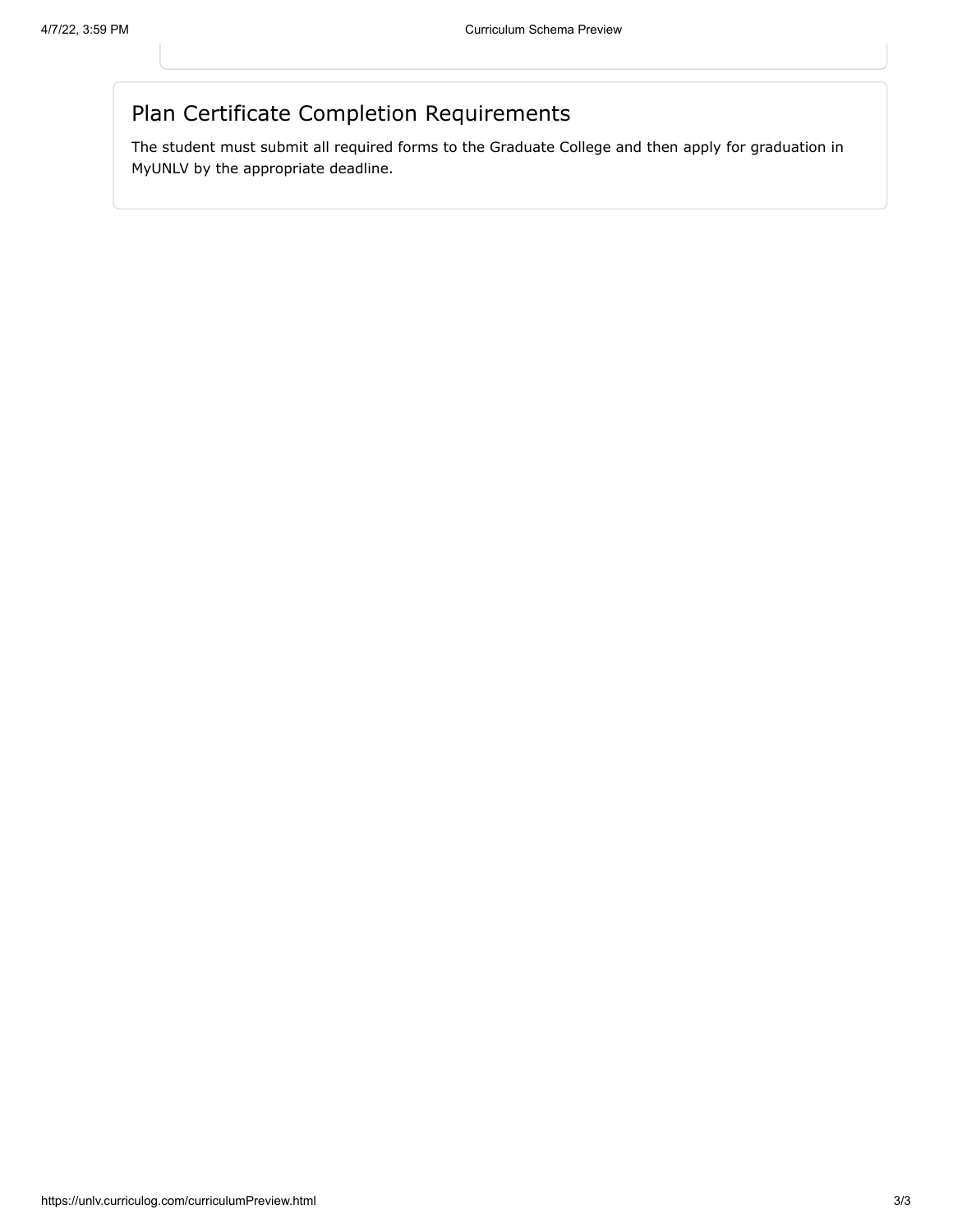## Plan Certificate Completion Requirements

The student must submit all required forms to the Graduate College and then apply for graduation in MyUNLV by the appropriate deadline.